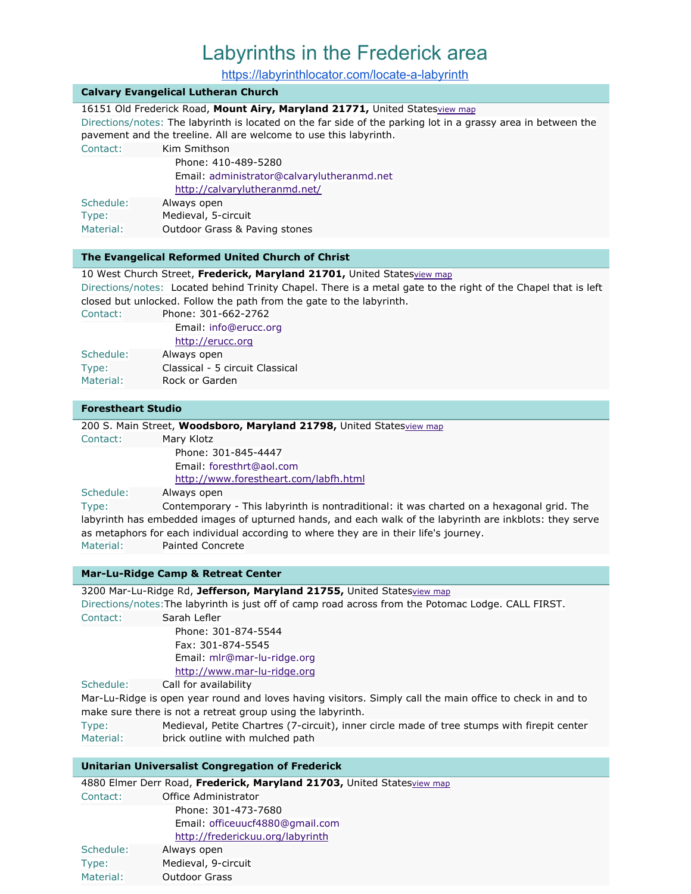# Labyrinths in the Frederick area

https://labyrinthlocator.com/locate-a-labyrinth

## Calvary Evangelical Lutheran Church

16151 Old Frederick Road, **Mount Airy, Maryland 21771,** United States view map

Directions/notes: The labyrinth is located on the far side of the parking lot in a grassy area in between the pavement and the treeline. All are welcome to use this labyrinth.

Contact: Kim Smithson
Phone: 410-489-5280
Email: administrator@calvarylutheranmd.net
http://calvarylutheranmd.net/

Schedule: Always open
Type: Medieval, 5-circuit
Material: Outdoor Grass & Paving stones

## The Evangelical Reformed United Church of Christ

10 West Church Street, **Frederick, Maryland 21701,** United States view map

Directions/notes: Located behind Trinity Chapel. There is a metal gate to the right of the Chapel that is left closed but unlocked. Follow the path from the gate to the labyrinth.

Contact: Phone: 301-662-2762
Email: info@erucc.org
http://erucc.org

Schedule: Always open
Type: Classical - 5 circuit Classical
Material: Rock or Garden

## Forestheart Studio

200 S. Main Street, **Woodsboro, Maryland 21798,** United States view map

Contact: Mary Klotz
Phone: 301-845-4447
Email: foresthrt@aol.com
http://www.forestheart.com/labfh.html

Schedule: Always open
Type: Contemporary - This labyrinth is nontraditional: it was charted on a hexagonal grid. The labyrinth has embedded images of upturned hands, and each walk of the labyrinth are inkblots: they serve as metaphors for each individual according to where they are in their life's journey.
Material: Painted Concrete

## Mar-Lu-Ridge Camp & Retreat Center

3200 Mar-Lu-Ridge Rd, **Jefferson, Maryland 21755,** United States view map

Directions/notes: The labyrinth is just off of camp road across from the Potomac Lodge. CALL FIRST.

Contact: Sarah Lefler
Phone: 301-874-5544
Fax: 301-874-5545
Email: mlr@mar-lu-ridge.org
http://www.mar-lu-ridge.org

Schedule: Call for availability
Mar-Lu-Ridge is open year round and loves having visitors. Simply call the main office to check in and to make sure there is not a retreat group using the labyrinth.
Type: Medieval, Petite Chartres (7-circuit), inner circle made of tree stumps with firepit center
Material: brick outline with mulched path

## Unitarian Universalist Congregation of Frederick

4880 Elmer Derr Road, **Frederick, Maryland 21703,** United States view map

Contact: Office Administrator
Phone: 301-473-7680
Email: officeuucf4880@gmail.com
http://frederickuu.org/labyrinth

Schedule: Always open
Type: Medieval, 9-circuit
Material: Outdoor Grass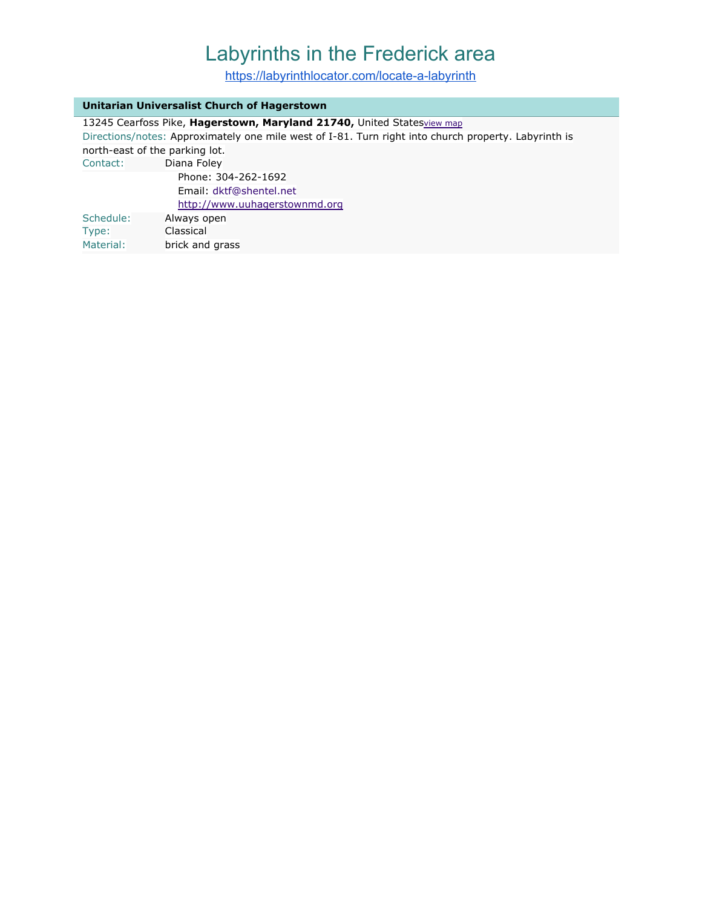# Labyrinths in the Frederick area

https://labyrinthlocator.com/locate-a-labyrinth

## Unitarian Universalist Church of Hagerstown

13245 Cearfoss Pike, **Hagerstown, Maryland 21740,** United States view map

Directions/notes: Approximately one mile west of I-81. Turn right into church property. Labyrinth is north-east of the parking lot.

Contact: Diana Foley
Phone: 304-262-1692
Email: dktf@shentel.net
http://www.uuhagerstownmd.org

Schedule: Always open

Type: Classical

Material: brick and grass